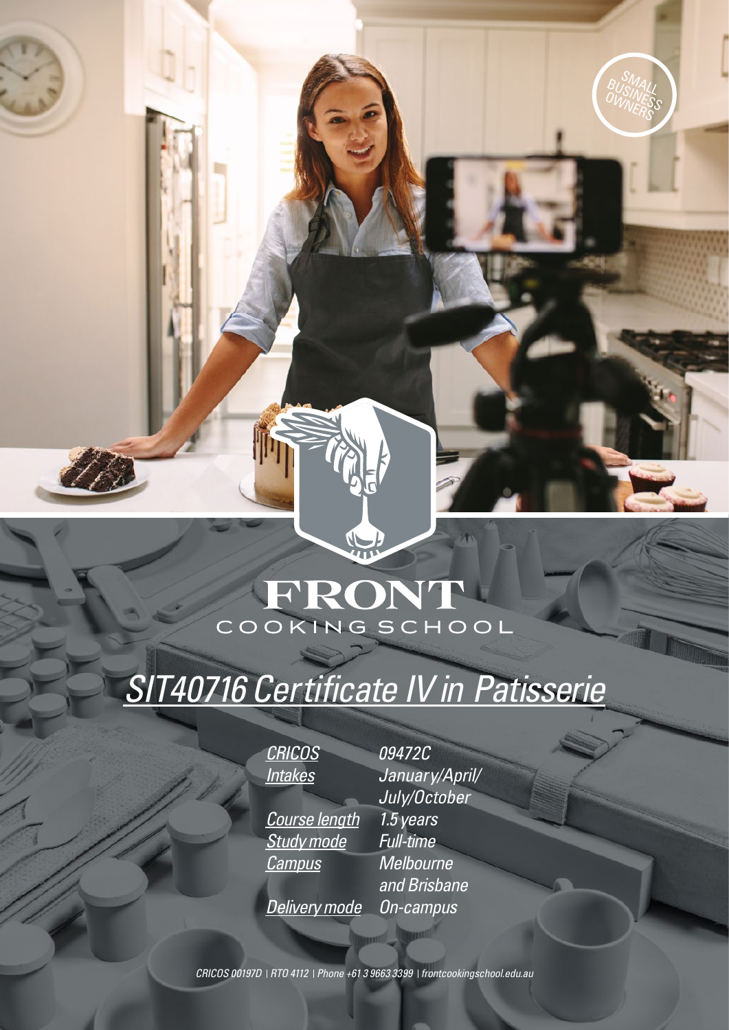SMALL BUSINESS OWNERS

FRONT
COOKING SCHOOL

# SIT40716 Certificate IV in Patisserie

| | |
|---|---|
| CRICOS | 09472C |
| Intakes | January/April/ July/October |
| Course length | 1.5 years |
| Study mode | Full-time |
| Campus | Melbourne and Brisbane |
| Delivery mode | On-campus |

CRICOS 00197D | RTO 4112 | Phone +61 3 9663 3399 | frontcookingschool.edu.au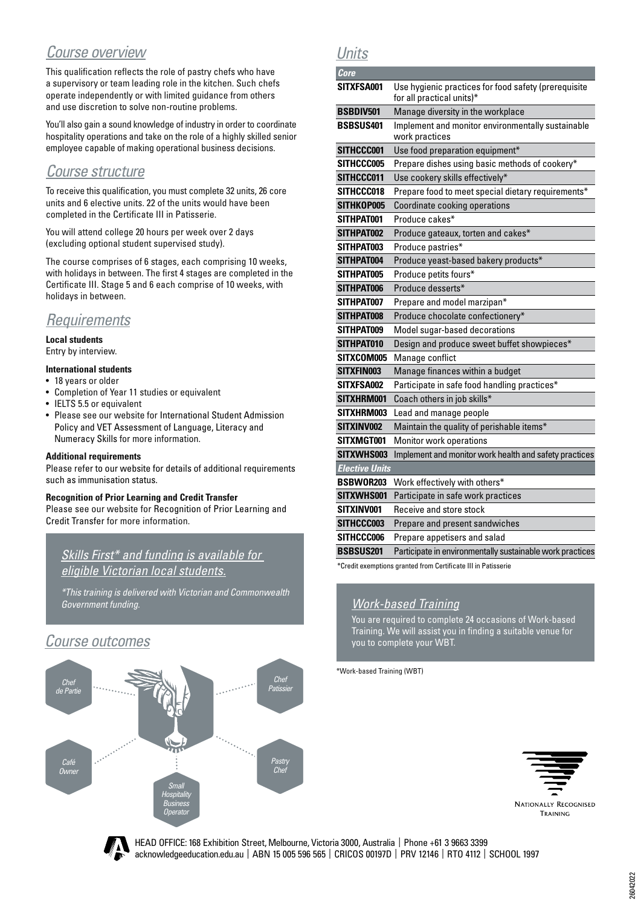## Course overview

This qualification reflects the role of pastry chefs who have a supervisory or team leading role in the kitchen. Such chefs operate independently or with limited guidance from others and use discretion to solve non-routine problems.

You'll also gain a sound knowledge of industry in order to coordinate hospitality operations and take on the role of a highly skilled senior employee capable of making operational business decisions.

## Course structure

To receive this qualification, you must complete 32 units, 26 core units and 6 elective units. 22 of the units would have been completed in the Certificate III in Patisserie.

You will attend college 20 hours per week over 2 days (excluding optional student supervised study).

The course comprises of 6 stages, each comprising 10 weeks, with holidays in between. The first 4 stages are completed in the Certificate III. Stage 5 and 6 each comprise of 10 weeks, with holidays in between.

## Requirements

**Local students**
Entry by interview.

**International students**

- 18 years or older
- Completion of Year 11 studies or equivalent
- IELTS 5.5 or equivalent
- Please see our website for International Student Admission Policy and VET Assessment of Language, Literacy and Numeracy Skills for more information.

**Additional requirements**
Please refer to our website for details of additional requirements such as immunisation status.

**Recognition of Prior Learning and Credit Transfer**
Please see our website for Recognition of Prior Learning and Credit Transfer for more information.

*Skills First* and funding is available for eligible Victorian local students.*

**This training is delivered with Victorian and Commonwealth Government funding.*

## Course outcomes

Chef de Partie

Chef Patissier

Café Owner

Pastry Chef

Small Hospitality Business Operator

## Units

| | |
|---|---|
| ***Core*** | |
| **SITXFSA001** | Use hygienic practices for food safety (prerequisite for all practical units)* |
| **BSBDIV501** | Manage diversity in the workplace |
| **BSBSUS401** | Implement and monitor environmentally sustainable work practices |
| **SITHCCC001** | Use food preparation equipment* |
| **SITHCCC005** | Prepare dishes using basic methods of cookery* |
| **SITHCCC011** | Use cookery skills effectively* |
| **SITHCCC018** | Prepare food to meet special dietary requirements* |
| **SITHKOP005** | Coordinate cooking operations |
| **SITHPAT001** | Produce cakes* |
| **SITHPAT002** | Produce gateaux, torten and cakes* |
| **SITHPAT003** | Produce pastries* |
| **SITHPAT004** | Produce yeast-based bakery products* |
| **SITHPAT005** | Produce petits fours* |
| **SITHPAT006** | Produce desserts* |
| **SITHPAT007** | Prepare and model marzipan* |
| **SITHPAT008** | Produce chocolate confectionery* |
| **SITHPAT009** | Model sugar-based decorations |
| **SITHPAT010** | Design and produce sweet buffet showpieces* |
| **SITXCOM005** | Manage conflict |
| **SITXFIN003** | Manage finances within a budget |
| **SITXFSA002** | Participate in safe food handling practices* |
| **SITXHRM001** | Coach others in job skills* |
| **SITXHRM003** | Lead and manage people |
| **SITXINV002** | Maintain the quality of perishable items* |
| **SITXMGT001** | Monitor work operations |
| **SITXWHS003** | Implement and monitor work health and safety practices |
| ***Elective Units*** | |
| **BSBWOR203** | Work effectively with others* |
| **SITXWHS001** | Participate in safe work practices |
| **SITXINV001** | Receive and store stock |
| **SITHCCC003** | Prepare and present sandwiches |
| **SITHCCC006** | Prepare appetisers and salad |
| **BSBSUS201** | Participate in environmentally sustainable work practices |

*Credit exemptions granted from Certificate III in Patisserie

### Work-based Training

You are required to complete 24 occasions of Work-based Training. We will assist you in finding a suitable venue for you to complete your WBT.

*Work-based Training (WBT)

Nationally Recognised Training

HEAD OFFICE: 168 Exhibition Street, Melbourne, Victoria 3000, Australia | Phone +61 3 9663 3399
acknowledgeeducation.edu.au | ABN 15 005 596 565 | CRICOS 00197D | PRV 12146 | RTO 4112 | SCHOOL 1997

26042022